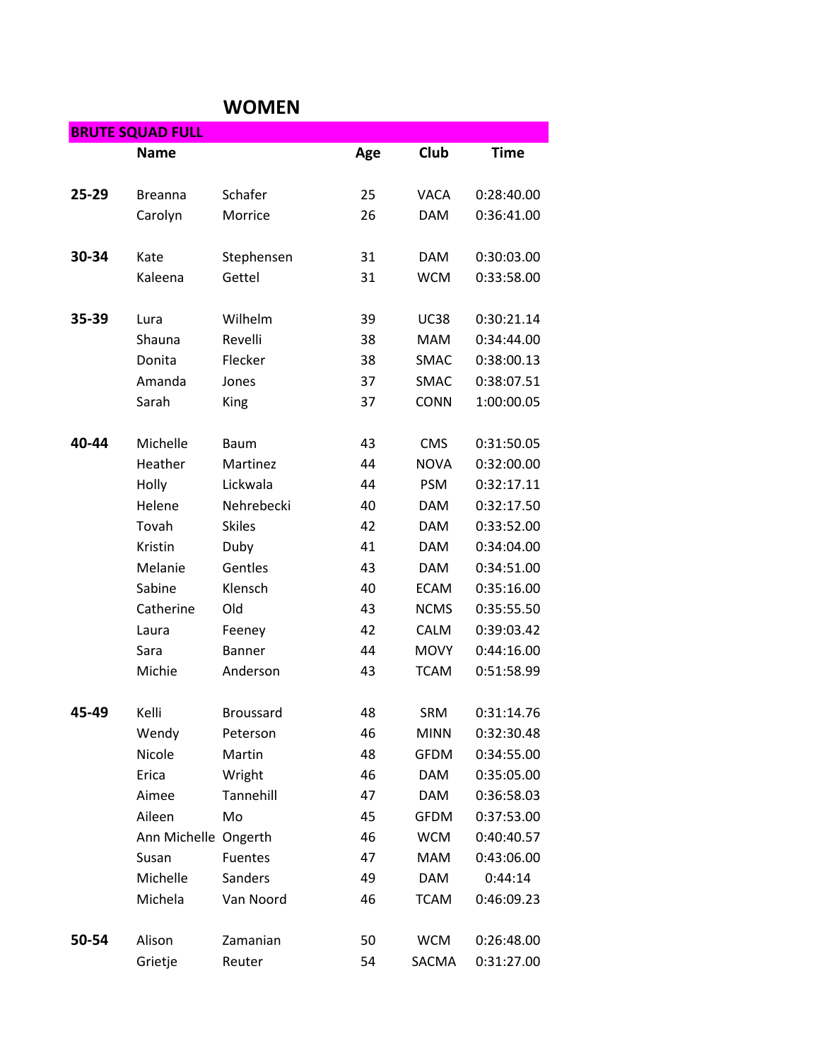# WOMEN

**BRUTE SQUAD FULL**

| | Name | | Age | Club | Time |
|---|---|---|---|---|---|
| **25-29** | Breanna | Schafer | 25 | VACA | 0:28:40.00 |
| | Carolyn | Morrice | 26 | DAM | 0:36:41.00 |
| **30-34** | Kate | Stephensen | 31 | DAM | 0:30:03.00 |
| | Kaleena | Gettel | 31 | WCM | 0:33:58.00 |
| **35-39** | Lura | Wilhelm | 39 | UC38 | 0:30:21.14 |
| | Shauna | Revelli | 38 | MAM | 0:34:44.00 |
| | Donita | Flecker | 38 | SMAC | 0:38:00.13 |
| | Amanda | Jones | 37 | SMAC | 0:38:07.51 |
| | Sarah | King | 37 | CONN | 1:00:00.05 |
| **40-44** | Michelle | Baum | 43 | CMS | 0:31:50.05 |
| | Heather | Martinez | 44 | NOVA | 0:32:00.00 |
| | Holly | Lickwala | 44 | PSM | 0:32:17.11 |
| | Helene | Nehrebecki | 40 | DAM | 0:32:17.50 |
| | Tovah | Skiles | 42 | DAM | 0:33:52.00 |
| | Kristin | Duby | 41 | DAM | 0:34:04.00 |
| | Melanie | Gentles | 43 | DAM | 0:34:51.00 |
| | Sabine | Klensch | 40 | ECAM | 0:35:16.00 |
| | Catherine | Old | 43 | NCMS | 0:35:55.50 |
| | Laura | Feeney | 42 | CALM | 0:39:03.42 |
| | Sara | Banner | 44 | MOVY | 0:44:16.00 |
| | Michie | Anderson | 43 | TCAM | 0:51:58.99 |
| **45-49** | Kelli | Broussard | 48 | SRM | 0:31:14.76 |
| | Wendy | Peterson | 46 | MINN | 0:32:30.48 |
| | Nicole | Martin | 48 | GFDM | 0:34:55.00 |
| | Erica | Wright | 46 | DAM | 0:35:05.00 |
| | Aimee | Tannehill | 47 | DAM | 0:36:58.03 |
| | Aileen | Mo | 45 | GFDM | 0:37:53.00 |
| | Ann Michelle | Ongerth | 46 | WCM | 0:40:40.57 |
| | Susan | Fuentes | 47 | MAM | 0:43:06.00 |
| | Michelle | Sanders | 49 | DAM | 0:44:14 |
| | Michela | Van Noord | 46 | TCAM | 0:46:09.23 |
| **50-54** | Alison | Zamanian | 50 | WCM | 0:26:48.00 |
| | Grietje | Reuter | 54 | SACMA | 0:31:27.00 |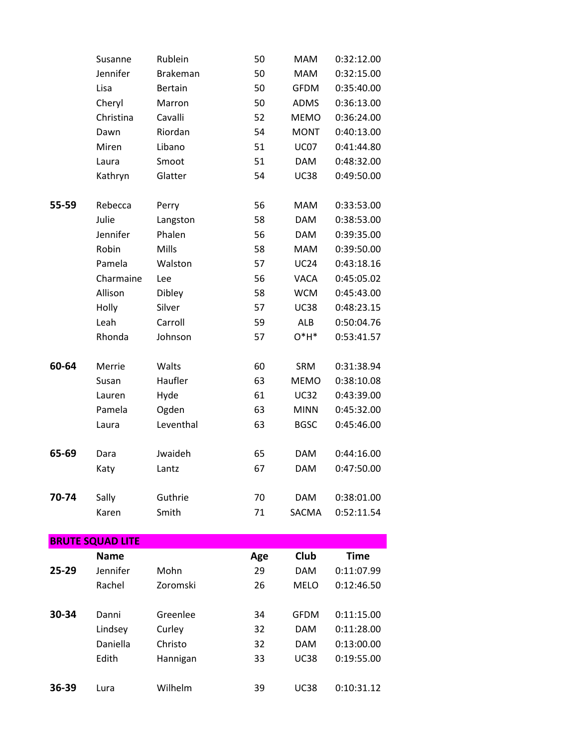| | | | | | |
|---|---|---|---|---|---|
| | Susanne | Rublein | 50 | MAM | 0:32:12.00 |
| | Jennifer | Brakeman | 50 | MAM | 0:32:15.00 |
| | Lisa | Bertain | 50 | GFDM | 0:35:40.00 |
| | Cheryl | Marron | 50 | ADMS | 0:36:13.00 |
| | Christina | Cavalli | 52 | MEMO | 0:36:24.00 |
| | Dawn | Riordan | 54 | MONT | 0:40:13.00 |
| | Miren | Libano | 51 | UC07 | 0:41:44.80 |
| | Laura | Smoot | 51 | DAM | 0:48:32.00 |
| | Kathryn | Glatter | 54 | UC38 | 0:49:50.00 |
| | | | | | |
| **55-59** | Rebecca | Perry | 56 | MAM | 0:33:53.00 |
| | Julie | Langston | 58 | DAM | 0:38:53.00 |
| | Jennifer | Phalen | 56 | DAM | 0:39:35.00 |
| | Robin | Mills | 58 | MAM | 0:39:50.00 |
| | Pamela | Walston | 57 | UC24 | 0:43:18.16 |
| | Charmaine | Lee | 56 | VACA | 0:45:05.02 |
| | Allison | Dibley | 58 | WCM | 0:45:43.00 |
| | Holly | Silver | 57 | UC38 | 0:48:23.15 |
| | Leah | Carroll | 59 | ALB | 0:50:04.76 |
| | Rhonda | Johnson | 57 | O*H* | 0:53:41.57 |
| | | | | | |
| **60-64** | Merrie | Walts | 60 | SRM | 0:31:38.94 |
| | Susan | Haufler | 63 | MEMO | 0:38:10.08 |
| | Lauren | Hyde | 61 | UC32 | 0:43:39.00 |
| | Pamela | Ogden | 63 | MINN | 0:45:32.00 |
| | Laura | Leventhal | 63 | BGSC | 0:45:46.00 |
| | | | | | |
| **65-69** | Dara | Jwaideh | 65 | DAM | 0:44:16.00 |
| | Katy | Lantz | 67 | DAM | 0:47:50.00 |
| | | | | | |
| **70-74** | Sally | Guthrie | 70 | DAM | 0:38:01.00 |
| | Karen | Smith | 71 | SACMA | 0:52:11.54 |

## BRUTE SQUAD LITE

| | Name | | Age | Club | Time |
|---|---|---|---|---|---|
| **25-29** | Jennifer | Mohn | 29 | DAM | 0:11:07.99 |
| | Rachel | Zoromski | 26 | MELO | 0:12:46.50 |
| | | | | | |
| **30-34** | Danni | Greenlee | 34 | GFDM | 0:11:15.00 |
| | Lindsey | Curley | 32 | DAM | 0:11:28.00 |
| | Daniella | Christo | 32 | DAM | 0:13:00.00 |
| | Edith | Hannigan | 33 | UC38 | 0:19:55.00 |
| | | | | | |
| **36-39** | Lura | Wilhelm | 39 | UC38 | 0:10:31.12 |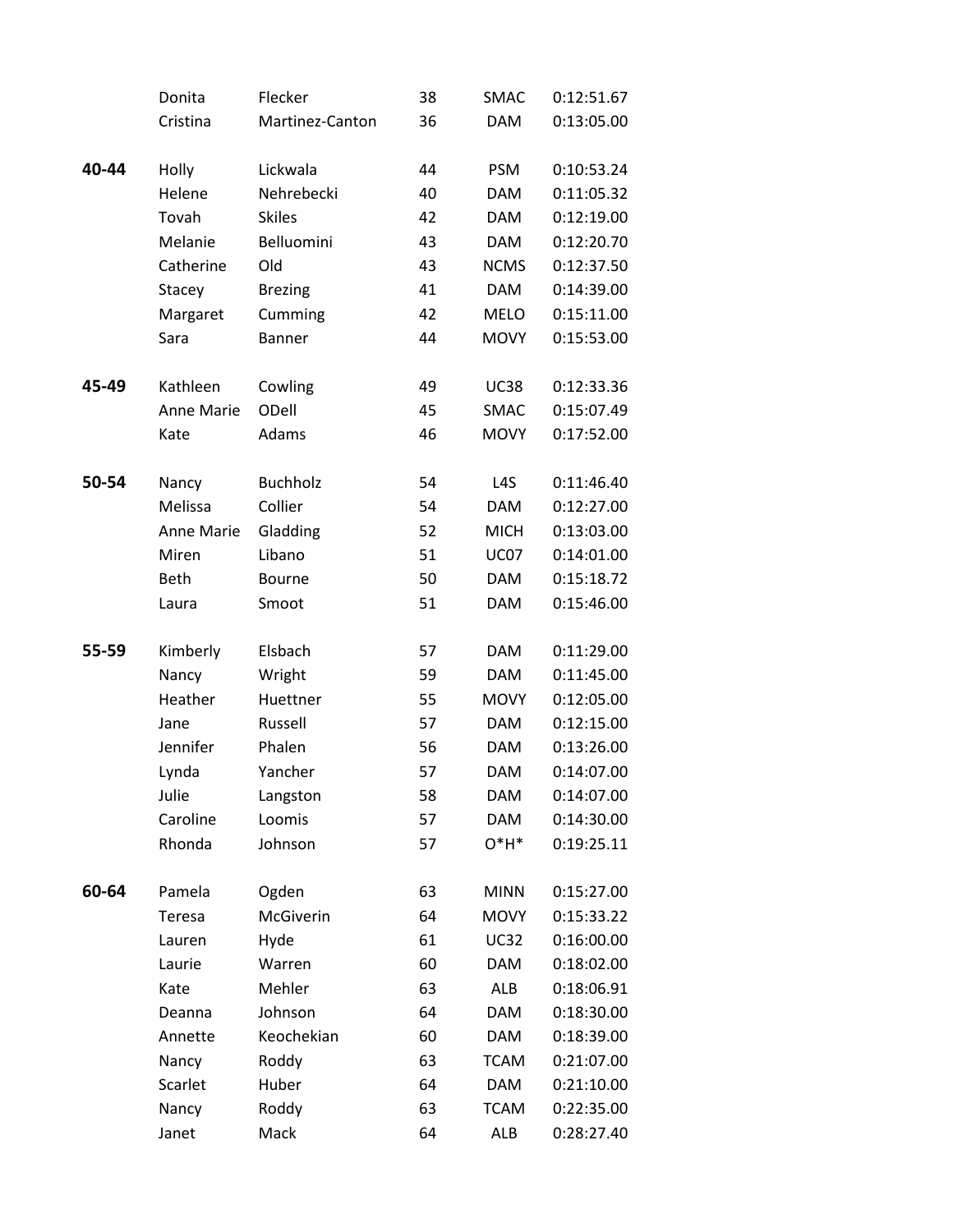| | | | | | |
|---|---|---|---|---|---|
| | Donita | Flecker | 38 | SMAC | 0:12:51.67 |
| | Cristina | Martinez-Canton | 36 | DAM | 0:13:05.00 |
| | | | | | |
| **40-44** | Holly | Lickwala | 44 | PSM | 0:10:53.24 |
| | Helene | Nehrebecki | 40 | DAM | 0:11:05.32 |
| | Tovah | Skiles | 42 | DAM | 0:12:19.00 |
| | Melanie | Belluomini | 43 | DAM | 0:12:20.70 |
| | Catherine | Old | 43 | NCMS | 0:12:37.50 |
| | Stacey | Brezing | 41 | DAM | 0:14:39.00 |
| | Margaret | Cumming | 42 | MELO | 0:15:11.00 |
| | Sara | Banner | 44 | MOVY | 0:15:53.00 |
| | | | | | |
| **45-49** | Kathleen | Cowling | 49 | UC38 | 0:12:33.36 |
| | Anne Marie | ODell | 45 | SMAC | 0:15:07.49 |
| | Kate | Adams | 46 | MOVY | 0:17:52.00 |
| | | | | | |
| **50-54** | Nancy | Buchholz | 54 | L4S | 0:11:46.40 |
| | Melissa | Collier | 54 | DAM | 0:12:27.00 |
| | Anne Marie | Gladding | 52 | MICH | 0:13:03.00 |
| | Miren | Libano | 51 | UC07 | 0:14:01.00 |
| | Beth | Bourne | 50 | DAM | 0:15:18.72 |
| | Laura | Smoot | 51 | DAM | 0:15:46.00 |
| | | | | | |
| **55-59** | Kimberly | Elsbach | 57 | DAM | 0:11:29.00 |
| | Nancy | Wright | 59 | DAM | 0:11:45.00 |
| | Heather | Huettner | 55 | MOVY | 0:12:05.00 |
| | Jane | Russell | 57 | DAM | 0:12:15.00 |
| | Jennifer | Phalen | 56 | DAM | 0:13:26.00 |
| | Lynda | Yancher | 57 | DAM | 0:14:07.00 |
| | Julie | Langston | 58 | DAM | 0:14:07.00 |
| | Caroline | Loomis | 57 | DAM | 0:14:30.00 |
| | Rhonda | Johnson | 57 | O*H* | 0:19:25.11 |
| | | | | | |
| **60-64** | Pamela | Ogden | 63 | MINN | 0:15:27.00 |
| | Teresa | McGiverin | 64 | MOVY | 0:15:33.22 |
| | Lauren | Hyde | 61 | UC32 | 0:16:00.00 |
| | Laurie | Warren | 60 | DAM | 0:18:02.00 |
| | Kate | Mehler | 63 | ALB | 0:18:06.91 |
| | Deanna | Johnson | 64 | DAM | 0:18:30.00 |
| | Annette | Keochekian | 60 | DAM | 0:18:39.00 |
| | Nancy | Roddy | 63 | TCAM | 0:21:07.00 |
| | Scarlet | Huber | 64 | DAM | 0:21:10.00 |
| | Nancy | Roddy | 63 | TCAM | 0:22:35.00 |
| | Janet | Mack | 64 | ALB | 0:28:27.40 |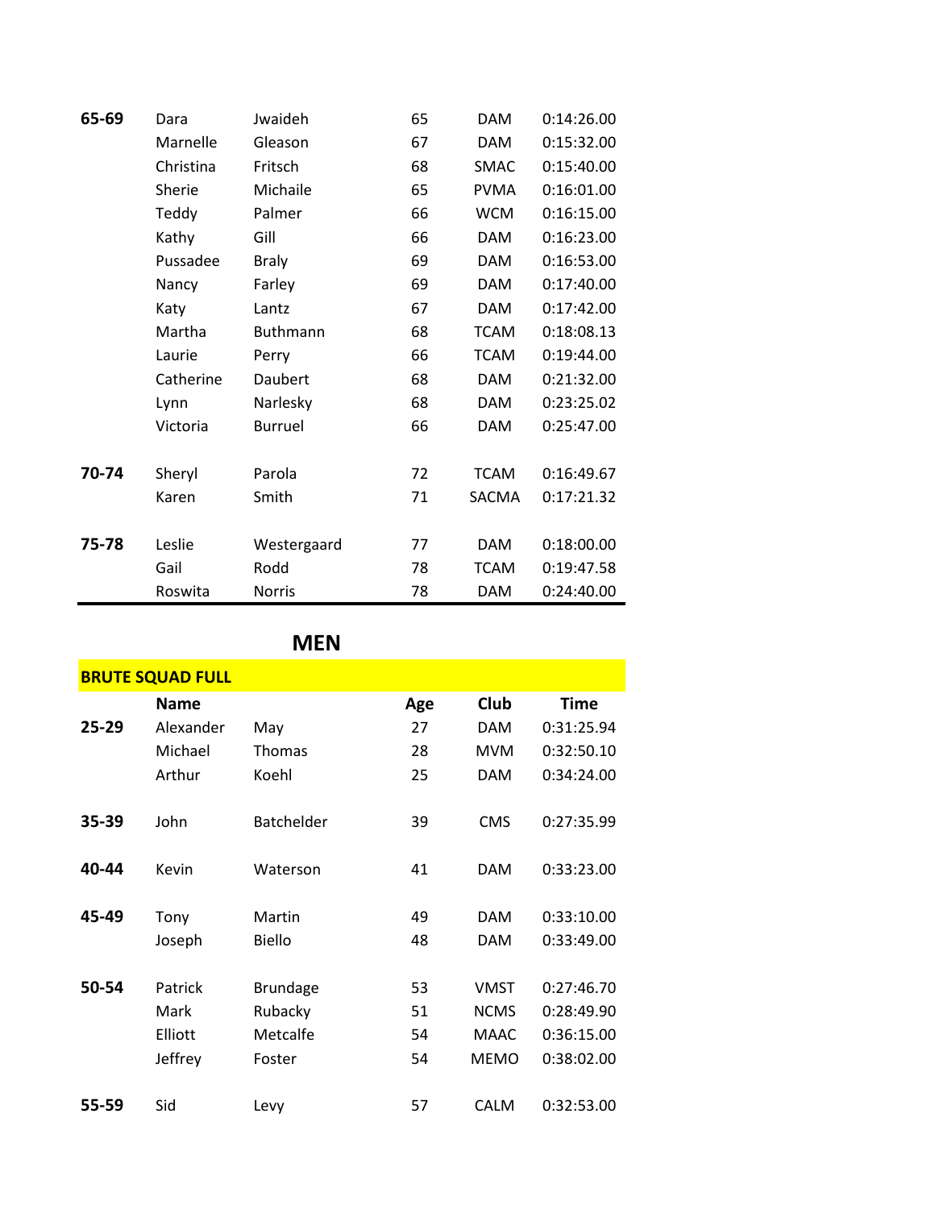| | | | | | |
|---|---|---|---|---|---|
| **65-69** | Dara | Jwaideh | 65 | DAM | 0:14:26.00 |
| | Marnelle | Gleason | 67 | DAM | 0:15:32.00 |
| | Christina | Fritsch | 68 | SMAC | 0:15:40.00 |
| | Sherie | Michaile | 65 | PVMA | 0:16:01.00 |
| | Teddy | Palmer | 66 | WCM | 0:16:15.00 |
| | Kathy | Gill | 66 | DAM | 0:16:23.00 |
| | Pussadee | Braly | 69 | DAM | 0:16:53.00 |
| | Nancy | Farley | 69 | DAM | 0:17:40.00 |
| | Katy | Lantz | 67 | DAM | 0:17:42.00 |
| | Martha | Buthmann | 68 | TCAM | 0:18:08.13 |
| | Laurie | Perry | 66 | TCAM | 0:19:44.00 |
| | Catherine | Daubert | 68 | DAM | 0:21:32.00 |
| | Lynn | Narlesky | 68 | DAM | 0:23:25.02 |
| | Victoria | Burruel | 66 | DAM | 0:25:47.00 |
| **70-74** | Sheryl | Parola | 72 | TCAM | 0:16:49.67 |
| | Karen | Smith | 71 | SACMA | 0:17:21.32 |
| **75-78** | Leslie | Westergaard | 77 | DAM | 0:18:00.00 |
| | Gail | Rodd | 78 | TCAM | 0:19:47.58 |
| | Roswita | Norris | 78 | DAM | 0:24:40.00 |

## MEN

### BRUTE SQUAD FULL

| | Name | | Age | Club | Time |
|---|---|---|---|---|---|
| **25-29** | Alexander | May | 27 | DAM | 0:31:25.94 |
| | Michael | Thomas | 28 | MVM | 0:32:50.10 |
| | Arthur | Koehl | 25 | DAM | 0:34:24.00 |
| **35-39** | John | Batchelder | 39 | CMS | 0:27:35.99 |
| **40-44** | Kevin | Waterson | 41 | DAM | 0:33:23.00 |
| **45-49** | Tony | Martin | 49 | DAM | 0:33:10.00 |
| | Joseph | Biello | 48 | DAM | 0:33:49.00 |
| **50-54** | Patrick | Brundage | 53 | VMST | 0:27:46.70 |
| | Mark | Rubacky | 51 | NCMS | 0:28:49.90 |
| | Elliott | Metcalfe | 54 | MAAC | 0:36:15.00 |
| | Jeffrey | Foster | 54 | MEMO | 0:38:02.00 |
| **55-59** | Sid | Levy | 57 | CALM | 0:32:53.00 |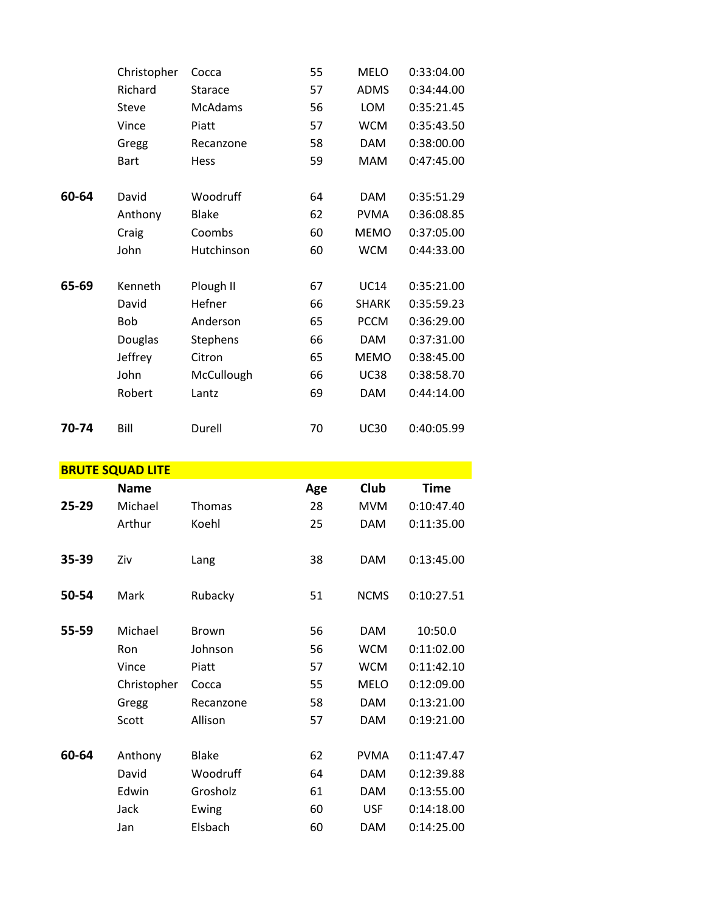| | | | | | |
|---|---|---|---|---|---|
| | Christopher | Cocca | 55 | MELO | 0:33:04.00 |
| | Richard | Starace | 57 | ADMS | 0:34:44.00 |
| | Steve | McAdams | 56 | LOM | 0:35:21.45 |
| | Vince | Piatt | 57 | WCM | 0:35:43.50 |
| | Gregg | Recanzone | 58 | DAM | 0:38:00.00 |
| | Bart | Hess | 59 | MAM | 0:47:45.00 |
| | | | | | |
| **60-64** | David | Woodruff | 64 | DAM | 0:35:51.29 |
| | Anthony | Blake | 62 | PVMA | 0:36:08.85 |
| | Craig | Coombs | 60 | MEMO | 0:37:05.00 |
| | John | Hutchinson | 60 | WCM | 0:44:33.00 |
| | | | | | |
| **65-69** | Kenneth | Plough II | 67 | UC14 | 0:35:21.00 |
| | David | Hefner | 66 | SHARK | 0:35:59.23 |
| | Bob | Anderson | 65 | PCCM | 0:36:29.00 |
| | Douglas | Stephens | 66 | DAM | 0:37:31.00 |
| | Jeffrey | Citron | 65 | MEMO | 0:38:45.00 |
| | John | McCullough | 66 | UC38 | 0:38:58.70 |
| | Robert | Lantz | 69 | DAM | 0:44:14.00 |
| | | | | | |
| **70-74** | Bill | Durell | 70 | UC30 | 0:40:05.99 |

## BRUTE SQUAD LITE

| | **Name** | | **Age** | **Club** | **Time** |
|---|---|---|---|---|---|
| **25-29** | Michael | Thomas | 28 | MVM | 0:10:47.40 |
| | Arthur | Koehl | 25 | DAM | 0:11:35.00 |
| | | | | | |
| **35-39** | Ziv | Lang | 38 | DAM | 0:13:45.00 |
| | | | | | |
| **50-54** | Mark | Rubacky | 51 | NCMS | 0:10:27.51 |
| | | | | | |
| **55-59** | Michael | Brown | 56 | DAM | 10:50.0 |
| | Ron | Johnson | 56 | WCM | 0:11:02.00 |
| | Vince | Piatt | 57 | WCM | 0:11:42.10 |
| | Christopher | Cocca | 55 | MELO | 0:12:09.00 |
| | Gregg | Recanzone | 58 | DAM | 0:13:21.00 |
| | Scott | Allison | 57 | DAM | 0:19:21.00 |
| | | | | | |
| **60-64** | Anthony | Blake | 62 | PVMA | 0:11:47.47 |
| | David | Woodruff | 64 | DAM | 0:12:39.88 |
| | Edwin | Grosholz | 61 | DAM | 0:13:55.00 |
| | Jack | Ewing | 60 | USF | 0:14:18.00 |
| | Jan | Elsbach | 60 | DAM | 0:14:25.00 |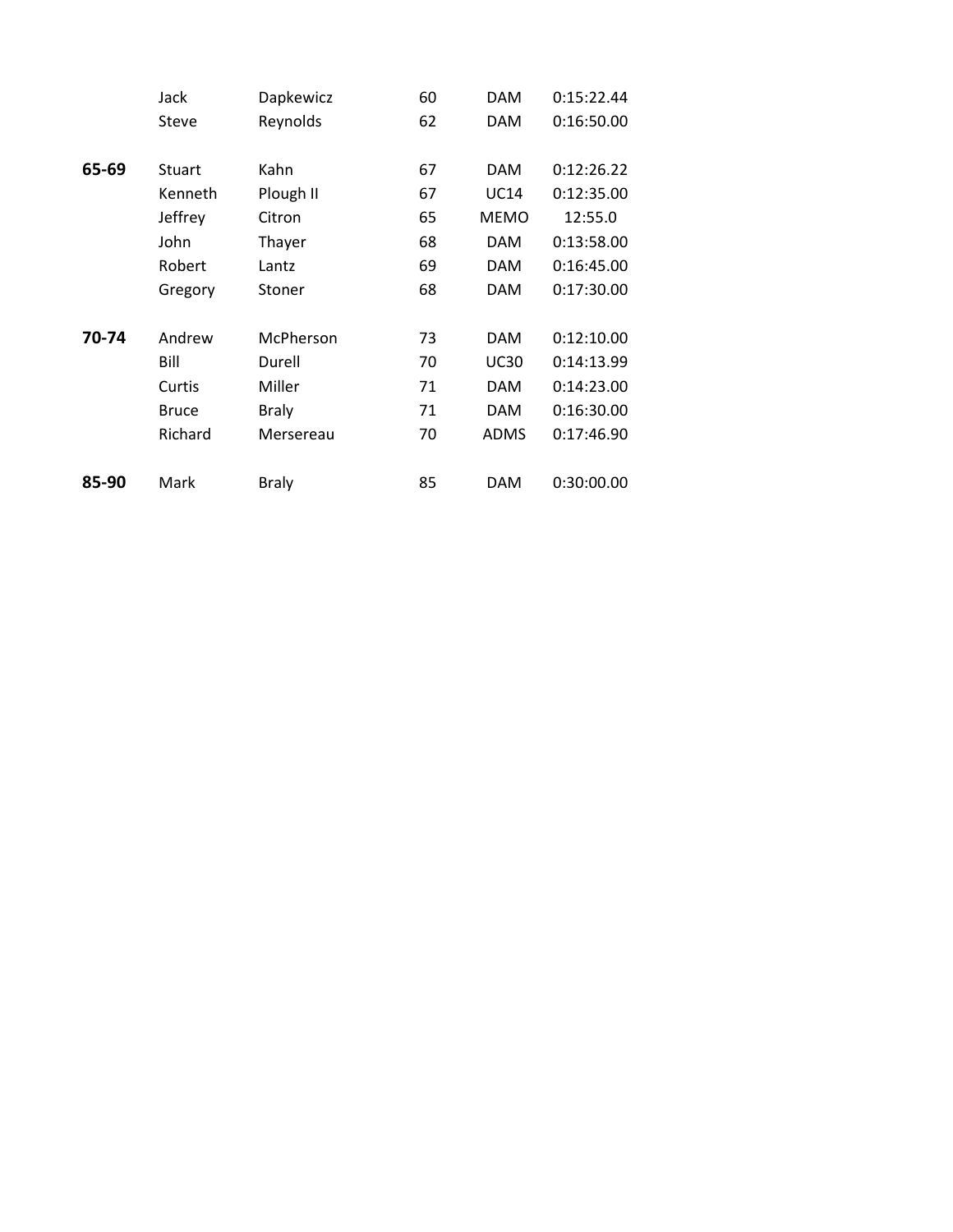| | | | | | |
|---|---|---|---|---|---|
| | Jack | Dapkewicz | 60 | DAM | 0:15:22.44 |
| | Steve | Reynolds | 62 | DAM | 0:16:50.00 |
| | | | | | |
| **65-69** | Stuart | Kahn | 67 | DAM | 0:12:26.22 |
| | Kenneth | Plough II | 67 | UC14 | 0:12:35.00 |
| | Jeffrey | Citron | 65 | MEMO | 12:55.0 |
| | John | Thayer | 68 | DAM | 0:13:58.00 |
| | Robert | Lantz | 69 | DAM | 0:16:45.00 |
| | Gregory | Stoner | 68 | DAM | 0:17:30.00 |
| | | | | | |
| **70-74** | Andrew | McPherson | 73 | DAM | 0:12:10.00 |
| | Bill | Durell | 70 | UC30 | 0:14:13.99 |
| | Curtis | Miller | 71 | DAM | 0:14:23.00 |
| | Bruce | Braly | 71 | DAM | 0:16:30.00 |
| | Richard | Mersereau | 70 | ADMS | 0:17:46.90 |
| | | | | | |
| **85-90** | Mark | Braly | 85 | DAM | 0:30:00.00 |